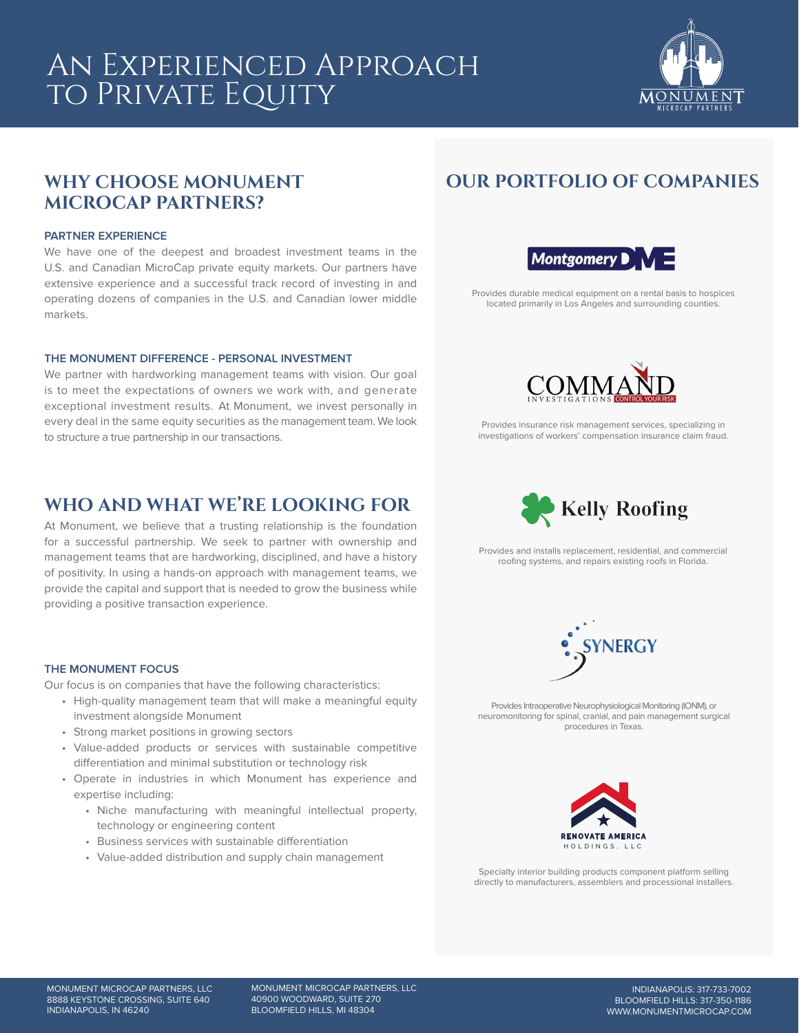# An Experienced Approach to Private Equity

## WHY CHOOSE MONUMENT MICROCAP PARTNERS?

### PARTNER EXPERIENCE

We have one of the deepest and broadest investment teams in the U.S. and Canadian MicroCap private equity markets. Our partners have extensive experience and a successful track record of investing in and operating dozens of companies in the U.S. and Canadian lower middle markets.

### THE MONUMENT DIFFERENCE - PERSONAL INVESTMENT

We partner with hardworking management teams with vision. Our goal is to meet the expectations of owners we work with, and generate exceptional investment results. At Monument, we invest personally in every deal in the same equity securities as the management team. We look to structure a true partnership in our transactions.

## WHO AND WHAT WE'RE LOOKING FOR

At Monument, we believe that a trusting relationship is the foundation for a successful partnership. We seek to partner with ownership and management teams that are hardworking, disciplined, and have a history of positivity. In using a hands-on approach with management teams, we provide the capital and support that is needed to grow the business while providing a positive transaction experience.

### THE MONUMENT FOCUS

Our focus is on companies that have the following characteristics:

- High-quality management team that will make a meaningful equity investment alongside Monument
- Strong market positions in growing sectors
- Value-added products or services with sustainable competitive differentiation and minimal substitution or technology risk
- Operate in industries in which Monument has experience and expertise including:
  - Niche manufacturing with meaningful intellectual property, technology or engineering content
  - Business services with sustainable differentiation
  - Value-added distribution and supply chain management

## OUR PORTFOLIO OF COMPANIES

**Montgomery DME**

Provides durable medical equipment on a rental basis to hospices located primarily in Los Angeles and surrounding counties.

**Command Investigations**

Provides insurance risk management services, specializing in investigations of workers' compensation insurance claim fraud.

**Kelly Roofing**

Provides and installs replacement, residential, and commercial roofing systems, and repairs existing roofs in Florida.

**Synergy**

Provides Intraoperative Neurophysiological Monitoring (IONM), or neuromonitoring for spinal, cranial, and pain management surgical procedures in Texas.

**Renovate America Holdings, LLC**

Specialty interior building products component platform selling directly to manufacturers, assemblers and processional installers.

MONUMENT MICROCAP PARTNERS, LLC
8888 KEYSTONE CROSSING, SUITE 640
INDIANAPOLIS, IN 46240

MONUMENT MICROCAP PARTNERS, LLC
40900 WOODWARD, SUITE 270
BLOOMFIELD HILLS, MI 48304

INDIANAPOLIS: 317-733-7002
BLOOMFIELD HILLS: 317-350-1186
WWW.MONUMENTMICROCAP.COM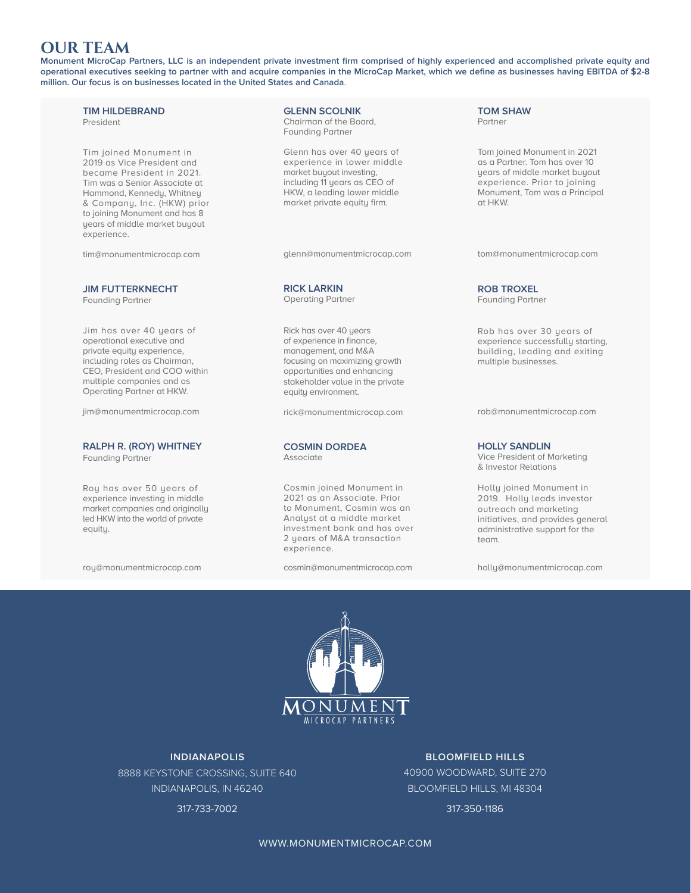# OUR TEAM

**Monument MicroCap Partners, LLC is an independent private investment firm comprised of highly experienced and accomplished private equity and operational executives seeking to partner with and acquire companies in the MicroCap Market, which we define as businesses having EBITDA of $2-8 million. Our focus is on businesses located in the United States and Canada.**

### TIM HILDEBRAND
President

Tim joined Monument in 2019 as Vice President and became President in 2021. Tim was a Senior Associate at Hammond, Kennedy, Whitney & Company, Inc. (HKW) prior to joining Monument and has 8 years of middle market buyout experience.

tim@monumentmicrocap.com

### GLENN SCOLNIK
Chairman of the Board,
Founding Partner

Glenn has over 40 years of experience in lower middle market buyout investing, including 11 years as CEO of HKW, a leading lower middle market private equity firm.

glenn@monumentmicrocap.com

### TOM SHAW
Partner

Tom joined Monument in 2021 as a Partner. Tom has over 10 years of middle market buyout experience. Prior to joining Monument, Tom was a Principal at HKW.

tom@monumentmicrocap.com

### JIM FUTTERKNECHT
Founding Partner

Jim has over 40 years of operational executive and private equity experience, including roles as Chairman, CEO, President and COO within multiple companies and as Operating Partner at HKW.

jim@monumentmicrocap.com

### RICK LARKIN
Operating Partner

Rick has over 40 years of experience in finance, management, and M&A focusing on maximizing growth opportunities and enhancing stakeholder value in the private equity environment.

rick@monumentmicrocap.com

### ROB TROXEL
Founding Partner

Rob has over 30 years of experience successfully starting, building, leading and exiting multiple businesses.

rob@monumentmicrocap.com

### RALPH R. (ROY) WHITNEY
Founding Partner

Roy has over 50 years of experience investing in middle market companies and originally led HKW into the world of private equity.

roy@monumentmicrocap.com

### COSMIN DORDEA
Associate

Cosmin joined Monument in 2021 as an Associate. Prior to Monument, Cosmin was an Analyst at a middle market investment bank and has over 2 years of M&A transaction experience.

cosmin@monumentmicrocap.com

### HOLLY SANDLIN
Vice President of Marketing & Investor Relations

Holly joined Monument in 2019. Holly leads investor outreach and marketing initiatives, and provides general administrative support for the team.

holly@monumentmicrocap.com

MONUMENT
MICROCAP PARTNERS

**INDIANAPOLIS**
8888 KEYSTONE CROSSING, SUITE 640
INDIANAPOLIS, IN 46240
317-733-7002

**BLOOMFIELD HILLS**
40900 WOODWARD, SUITE 270
BLOOMFIELD HILLS, MI 48304
317-350-1186

WWW.MONUMENTMICROCAP.COM